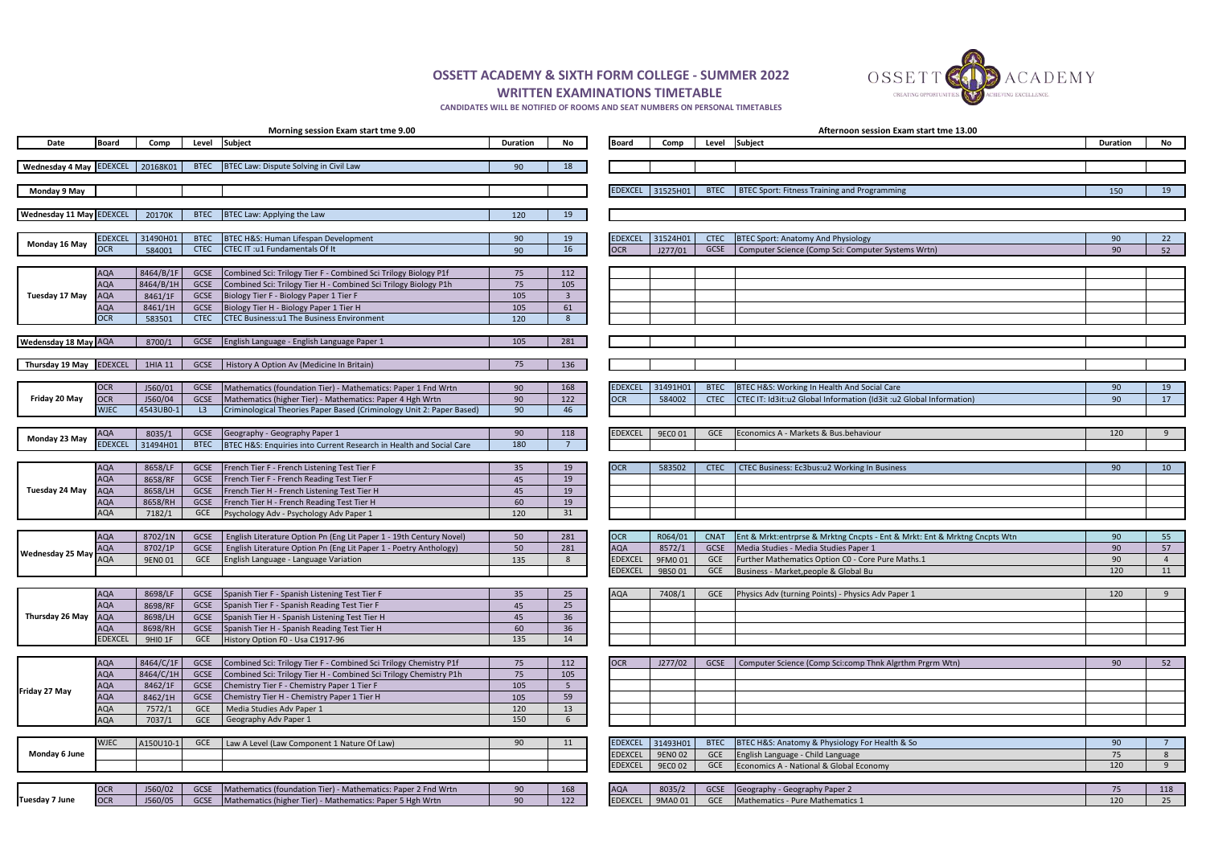# OSSETT ACADEMY & SIXTH FORM COLLEGE - SUMMER 2022

## WRITTEN EXAMINATIONS TIMETABLE

CANDIDATES WILL BE NOTIFIED OF ROOMS AND SEAT NUMBERS ON PERSONAL TIMETABLES

| | Morning session Exam start tme 9.00 | | | | | | Afternoon session Exam start tme 13.00 | | | | | |
|---|---|---|---|---|---|---|---|---|---|---|---|---|
| Date | Board | Comp | Level | Subject | Duration | No | Board | Comp | Level | Subject | Duration | No |
| Wednesday 4 May | EDEXCEL | 20168K01 | BTEC | BTEC Law: Dispute Solving in Civil Law | 90 | 18 | | | | | | |
| Monday 9 May | | | | | | | EDEXCEL | 31525H01 | BTEC | BTEC Sport: Fitness Training and Programming | 150 | 19 |
| Wednesday 11 May | EDEXCEL | 20170K | BTEC | BTEC Law: Applying the Law | 120 | 19 | | | | | | |
| Monday 16 May | EDEXCEL | 31490H01 | BTEC | BTEC H&S: Human Lifespan Development | 90 | 19 | EDEXCEL | 31524H01 | CTEC | BTEC Sport: Anatomy And Physiology | 90 | 22 |
| | OCR | 584001 | CTEC | CTEC IT :u1 Fundamentals Of It | 90 | 16 | OCR | J277/01 | GCSE | Computer Science (Comp Sci: Computer Systems Wrtn) | 90 | 52 |
| Tuesday 17 May | AQA | 8464/B/1F | GCSE | Combined Sci: Trilogy Tier F - Combined Sci Trilogy Biology P1f | 75 | 112 | | | | | | |
| | AQA | 8464/B/1H | GCSE | Combined Sci: Trilogy Tier H - Combined Sci Trilogy Biology P1h | 75 | 105 | | | | | | |
| | AQA | 8461/1F | GCSE | Biology Tier F - Biology Paper 1 Tier F | 105 | 3 | | | | | | |
| | AQA | 8461/1H | GCSE | Biology Tier H - Biology Paper 1 Tier H | 105 | 61 | | | | | | |
| | OCR | 583501 | CTEC | CTEC Business:u1 The Business Environment | 120 | 8 | | | | | | |
| Wedensday 18 May | AQA | 8700/1 | GCSE | English Language - English Language Paper 1 | 105 | 281 | | | | | | |
| Thursday 19 May | EDEXCEL | 1HIA 11 | GCSE | History A Option Av (Medicine In Britain) | 75 | 136 | | | | | | |
| Friday 20 May | OCR | J560/01 | GCSE | Mathematics (foundation Tier) - Mathematics: Paper 1 Fnd Wrtn | 90 | 168 | EDEXCEL | 31491H01 | BTEC | BTEC H&S: Working In Health And Social Care | 90 | 19 |
| | OCR | J560/04 | GCSE | Mathematics (higher Tier) - Mathematics: Paper 4 Hgh Wrtn | 90 | 122 | OCR | 584002 | CTEC | CTEC IT: Id3it:u2 Global Information (Id3it :u2 Global Information) | 90 | 17 |
| | WJEC | 4543UB0-1 | L3 | Criminological Theories Paper Based (Criminology Unit 2: Paper Based) | 90 | 46 | | | | | | |
| Monday 23 May | AQA | 8035/1 | GCSE | Geography - Geography Paper 1 | 90 | 118 | EDEXCEL | 9EC0 01 | GCE | Economics A - Markets & Bus.behaviour | 120 | 9 |
| | EDEXCEL | 31494H01 | BTEC | BTEC H&S: Enquiries into Current Research in Health and Social Care | 180 | 7 | | | | | | |
| Tuesday 24 May | AQA | 8658/LF | GCSE | French Tier F - French Listening Test Tier F | 35 | 19 | OCR | 583502 | CTEC | CTEC Business: Ec3bus:u2 Working In Business | 90 | 10 |
| | AQA | 8658/RF | GCSE | French Tier F - French Reading Test Tier F | 45 | 19 | | | | | | |
| | AQA | 8658/LH | GCSE | French Tier H - French Listening Test Tier H | 45 | 19 | | | | | | |
| | AQA | 8658/RH | GCSE | French Tier H - French Reading Test Tier H | 60 | 19 | | | | | | |
| | AQA | 7182/1 | GCE | Psychology Adv - Psychology Adv Paper 1 | 120 | 31 | | | | | | |
| Wednesday 25 May | AQA | 8702/1N | GCSE | English Literature Option Pn (Eng Lit Paper 1 - 19th Century Novel) | 50 | 281 | OCR | R064/01 | CNAT | Ent & Mrkt:entrprse & Mrktng Cncpts - Ent & Mrkt: Ent & Mrktng Cncpts Wtn | 90 | 55 |
| | AQA | 8702/1P | GCSE | English Literature Option Pn (Eng Lit Paper 1 - Poetry Anthology) | 50 | 281 | AQA | 8572/1 | GCSE | Media Studies - Media Studies Paper 1 | 90 | 57 |
| | AQA | 9EN0 01 | GCE | English Language - Language Variation | 135 | 8 | EDEXCEL | 9FM0 01 | GCE | Further Mathematics Option C0 - Core Pure Maths.1 | 90 | 4 |
| | | | | | | | EDEXCEL | 9BS0 01 | GCE | Business - Market,people & Global Bu | 120 | 11 |
| Thursday 26 May | AQA | 8698/LF | GCSE | Spanish Tier F - Spanish Listening Test Tier F | 35 | 25 | AQA | 7408/1 | GCE | Physics Adv (turning Points) - Physics Adv Paper 1 | 120 | 9 |
| | AQA | 8698/RF | GCSE | Spanish Tier F - Spanish Reading Test Tier F | 45 | 25 | | | | | | |
| | AQA | 8698/LH | GCSE | Spanish Tier H - Spanish Listening Test Tier H | 45 | 36 | | | | | | |
| | AQA | 8698/RH | GCSE | Spanish Tier H - Spanish Reading Test Tier H | 60 | 36 | | | | | | |
| | EDEXCEL | 9HI0 1F | GCE | History Option F0 - Usa C1917-96 | 135 | 14 | | | | | | |
| Friday 27 May | AQA | 8464/C/1F | GCSE | Combined Sci: Trilogy Tier F - Combined Sci Trilogy Chemistry P1f | 75 | 112 | OCR | J277/02 | GCSE | Computer Science (Comp Sci:comp Thnk Algrthm Prgrm Wtn) | 90 | 52 |
| | AQA | 8464/C/1H | GCSE | Combined Sci: Trilogy Tier H - Combined Sci Trilogy Chemistry P1h | 75 | 105 | | | | | | |
| | AQA | 8462/1F | GCSE | Chemistry Tier F - Chemistry Paper 1 Tier F | 105 | 5 | | | | | | |
| | AQA | 8462/1H | GCSE | Chemistry Tier H - Chemistry Paper 1 Tier H | 105 | 59 | | | | | | |
| | AQA | 7572/1 | GCE | Media Studies Adv Paper 1 | 120 | 13 | | | | | | |
| | AQA | 7037/1 | GCE | Geography Adv Paper 1 | 150 | 6 | | | | | | |
| Monday 6 June | WJEC | A150U10-1 | GCE | Law A Level (Law Component 1 Nature Of Law) | 90 | 11 | EDEXCEL | 31493H01 | BTEC | BTEC H&S: Anatomy & Physiology For Health & So | 90 | 7 |
| | | | | | | | EDEXCEL | 9EN0 02 | GCE | English Language - Child Language | 75 | 8 |
| | | | | | | | EDEXCEL | 9EC0 02 | GCE | Economics A - National & Global Economy | 120 | 9 |
| Tuesday 7 June | OCR | J560/02 | GCSE | Mathematics (foundation Tier) - Mathematics: Paper 2 Fnd Wrtn | 90 | 168 | AQA | 8035/2 | GCSE | Geography - Geography Paper 2 | 75 | 118 |
| | OCR | J560/05 | GCSE | Mathematics (higher Tier) - Mathematics: Paper 5 Hgh Wrtn | 90 | 122 | EDEXCEL | 9MA0 01 | GCE | Mathematics - Pure Mathematics 1 | 120 | 25 |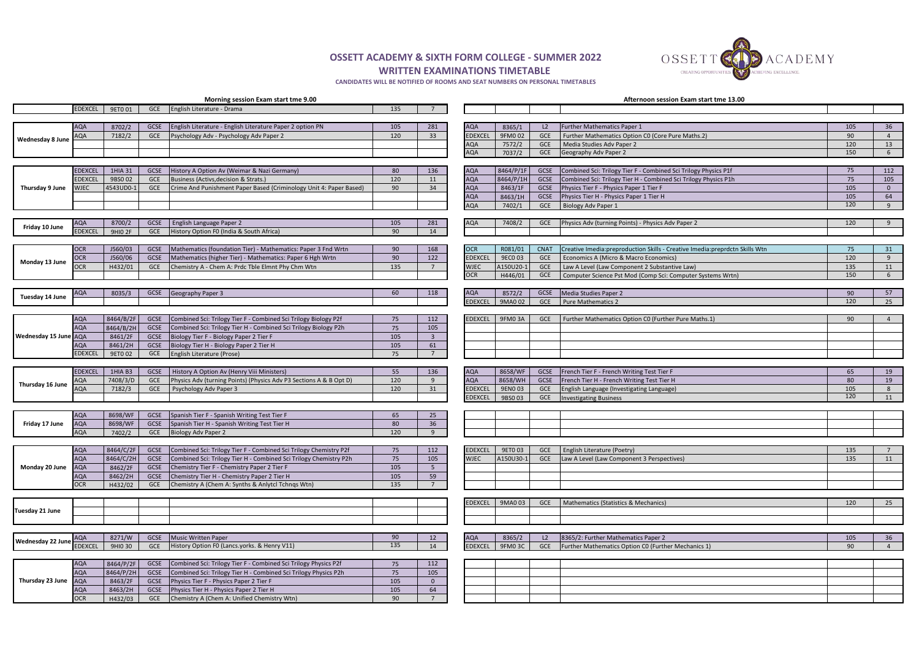# OSSETT ACADEMY & SIXTH FORM COLLEGE - SUMMER 2022

## WRITTEN EXAMINATIONS TIMETABLE

**CANDIDATES WILL BE NOTIFIED OF ROOMS AND SEAT NUMBERS ON PERSONAL TIMETABLES**

### Morning session Exam start tme 9.00

| Date | Board | Code | Level | Paper | Duration | Entries |
|---|---|---|---|---|---|---|
| | EDEXCEL | 9ET0 01 | GCE | English Literature - Drama | 135 | 7 |
| Wednesday 8 June | AQA | 8702/2 | GCSE | English Literature - English Literature Paper 2 option PN | 105 | 281 |
| | AQA | 7182/2 | GCE | Psychology Adv - Psychology Adv Paper 2 | 120 | 33 |
| Thursday 9 June | EDEXCEL | 1HIA 31 | GCSE | History A Option Av (Weimar & Nazi Germany) | 80 | 136 |
| | EDEXCEL | 9BS0 02 | GCE | Business (Activs,decision & Strats.) | 120 | 11 |
| | WJEC | 4543UD0-1 | GCE | Crime And Punishment Paper Based (Criminology Unit 4: Paper Based) | 90 | 34 |
| Friday 10 June | AQA | 8700/2 | GCSE | English Language Paper 2 | 105 | 281 |
| | EDEXCEL | 9HI0 2F | GCE | History Option F0 (India & South Africa) | 90 | 14 |
| Monday 13 June | OCR | J560/03 | GCSE | Mathematics (foundation Tier) - Mathematics: Paper 3 Fnd Wrtn | 90 | 168 |
| | OCR | J560/06 | GCSE | Mathematics (higher Tier) - Mathematics: Paper 6 Hgh Wrtn | 90 | 122 |
| | OCR | H432/01 | GCE | Chemistry A - Chem A: Prdc Tble Elmnt Phy Chm Wtn | 135 | 7 |
| Tuesday 14 June | AQA | 8035/3 | GCSE | Geography Paper 3 | 60 | 118 |
| Wednesday 15 June | AQA | 8464/B/2F | GCSE | Combined Sci: Trilogy Tier F - Combined Sci Trilogy Biology P2f | 75 | 112 |
| | AQA | 8464/B/2H | GCSE | Combined Sci: Trilogy Tier H - Combined Sci Trilogy Biology P2h | 75 | 105 |
| | AQA | 8461/2F | GCSE | Biology Tier F - Biology Paper 2 Tier F | 105 | 3 |
| | AQA | 8461/2H | GCSE | Biology Tier H - Biology Paper 2 Tier H | 105 | 61 |
| | EDEXCEL | 9ET0 02 | GCE | English Literature (Prose) | 75 | 7 |
| Thursday 16 June | EDEXCEL | 1HIA B3 | GCSE | History A Option Av (Henry Viii Ministers) | 55 | 136 |
| | AQA | 7408/3/D | GCE | Physics Adv (turning Points) (Physics Adv P3 Sections A & B Opt D) | 120 | 9 |
| | AQA | 7182/3 | GCE | Psychology Adv Paper 3 | 120 | 31 |
| Friday 17 June | AQA | 8698/WF | GCSE | Spanish Tier F - Spanish Writing Test Tier F | 65 | 25 |
| | AQA | 8698/WF | GCSE | Spanish Tier H - Spanish Writing Test Tier H | 80 | 36 |
| | AQA | 7402/2 | GCE | Biology Adv Paper 2 | 120 | 9 |
| Monday 20 June | AQA | 8464/C/2F | GCSE | Combined Sci: Trilogy Tier F - Combined Sci Trilogy Chemistry P2f | 75 | 112 |
| | AQA | 8464/C/2H | GCSE | Combined Sci: Trilogy Tier H - Combined Sci Trilogy Chemistry P2h | 75 | 105 |
| | AQA | 8462/2F | GCSE | Chemistry Tier F - Chemistry Paper 2 Tier F | 105 | 5 |
| | AQA | 8462/2H | GCSE | Chemistry Tier H - Chemistry Paper 2 Tier H | 105 | 59 |
| | OCR | H432/02 | GCE | Chemistry A (Chem A: Synths & Anlytcl Tchnqs Wtn) | 135 | 7 |
| Tuesday 21 June | | | | | | |
| Wednesday 22 June | AQA | 8271/W | GCSE | Music Written Paper | 90 | 12 |
| | EDEXCEL | 9HI0 30 | GCE | History Option F0 (Lancs.yorks. & Henry V11) | 135 | 14 |
| Thursday 23 June | AQA | 8464/P/2F | GCSE | Combined Sci: Trilogy Tier F - Combined Sci Trilogy Physics P2f | 75 | 112 |
| | AQA | 8464/P/2H | GCSE | Combined Sci: Trilogy Tier H - Combined Sci Trilogy Physics P2h | 75 | 105 |
| | AQA | 8463/2F | GCSE | Physics Tier F - Physics Paper 2 Tier F | 105 | 0 |
| | AQA | 8463/2H | GCSE | Physics Tier H - Physics Paper 2 Tier H | 105 | 64 |
| | OCR | H432/03 | GCE | Chemistry A (Chem A: Unified Chemistry Wtn) | 90 | 7 |

### Afternoon session Exam start tme 13.00

| Date | Board | Code | Level | Paper | Duration | Entries |
|---|---|---|---|---|---|---|
| Wednesday 8 June | AQA | 8365/1 | L2 | Further Mathematics Paper 1 | 105 | 36 |
| | EDEXCEL | 9FM0 02 | GCE | Further Mathematics Option C0 (Core Pure Maths.2) | 90 | 4 |
| | AQA | 7572/2 | GCE | Media Studies Adv Paper 2 | 120 | 13 |
| | AQA | 7037/2 | GCE | Geography Adv Paper 2 | 150 | 6 |
| Thursday 9 June | AQA | 8464/P/1F | GCSE | Combined Sci: Trilogy Tier F - Combined Sci Trilogy Physics P1f | 75 | 112 |
| | AQA | 8464/P/1H | GCSE | Combined Sci: Trilogy Tier H - Combined Sci Trilogy Physics P1h | 75 | 105 |
| | AQA | 8463/1F | GCSE | Physics Tier F - Physics Paper 1 Tier F | 105 | 0 |
| | AQA | 8463/1H | GCSE | Physics Tier H - Physics Paper 1 Tier H | 105 | 64 |
| | AQA | 7402/1 | GCE | Biology Adv Paper 1 | 120 | 9 |
| Friday 10 June | AQA | 7408/2 | GCE | Physics Adv (turning Points) - Physics Adv Paper 2 | 120 | 9 |
| Monday 13 June | OCR | R081/01 | CNAT | Creative Imedia:preproduction Skills - Creative Imedia:preprdctn Skills Wtn | 75 | 31 |
| | EDEXCEL | 9EC0 03 | GCE | Economics A (Micro & Macro Economics) | 120 | 9 |
| | WJEC | A150U20-1 | GCE | Law A Level (Law Component 2 Substantive Law) | 135 | 11 |
| | OCR | H446/01 | GCE | Computer Science Pst Mod (Comp Sci: Computer Systems Wrtn) | 150 | 6 |
| Tuesday 14 June | AQA | 8572/2 | GCSE | Media Studies Paper 2 | 90 | 57 |
| | EDEXCEL | 9MA0 02 | GCE | Pure Mathematics 2 | 120 | 25 |
| Wednesday 15 June | EDEXCEL | 9FM0 3A | GCE | Further Mathematics Option C0 (Further Pure Maths.1) | 90 | 4 |
| Thursday 16 June | AQA | 8658/WF | GCSE | French Tier F - French Writing Test Tier F | 65 | 19 |
| | AQA | 8658/WH | GCSE | French Tier H - French Writing Test Tier H | 80 | 19 |
| | EDEXCEL | 9EN0 03 | GCE | English Language (Investigating Language) | 105 | 8 |
| | EDEXCEL | 9BS0 03 | GCE | Investigating Business | 120 | 11 |
| Friday 17 June | | | | | | |
| Monday 20 June | EDEXCEL | 9ET0 03 | GCE | English Literature (Poetry) | 135 | 7 |
| | WJEC | A150U30-1 | GCE | Law A Level (Law Component 3 Perspectives) | 135 | 11 |
| Tuesday 21 June | EDEXCEL | 9MA0 03 | GCE | Mathematics (Statistics & Mechanics) | 120 | 25 |
| Wednesday 22 June | AQA | 8365/2 | L2 | 8365/2: Further Mathematics Paper 2 | 105 | 36 |
| | EDEXCEL | 9FM0 3C | GCE | Further Mathematics Option C0 (Further Mechanics 1) | 90 | 4 |
| Thursday 23 June | | | | | | |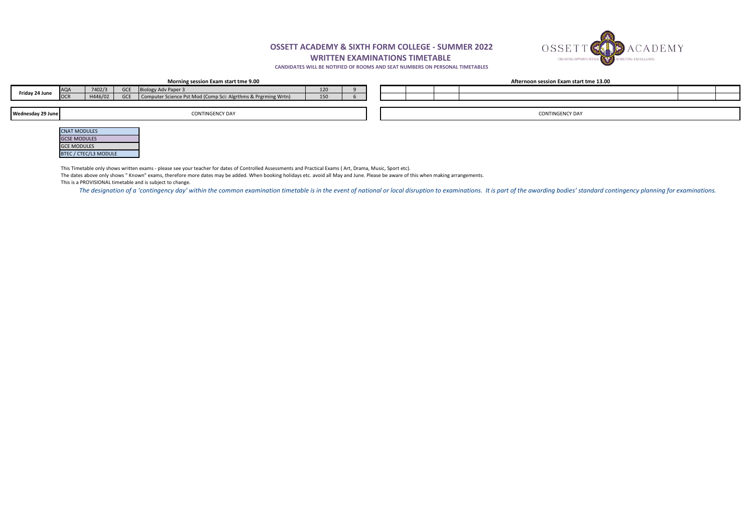## OSSETT ACADEMY & SIXTH FORM COLLEGE - SUMMER 2022

## WRITTEN EXAMINATIONS TIMETABLE

**CANDIDATES WILL BE NOTIFIED OF ROOMS AND SEAT NUMBERS ON PERSONAL TIMETABLES**

| | Morning session Exam start tme 9.00 | | | | | | Afternoon session Exam start tme 13.00 | | | | | |
|---|---|---|---|---|---|---|---|---|---|---|---|---|
| **Friday 24 June** | AQA | 7402/3 | GCE | Biology Adv Paper 3 | 120 | 9 | | | | | | |
| | OCR | H446/02 | GCE | Computer Science Pst Mod (Comp Sci: Algrthms & Prgrming Wrtn) | 150 | 6 | | | | | | |
| **Wednesday 29 June** | CONTINGENCY DAY | | | | | | CONTINGENCY DAY | | | | | |

| |
|---|
| CNAT MODULES |
| GCSE MODULES |
| GCE MODULES |
| BTEC / CTEC/L3 MODULE |

This Timetable only shows written exams - please see your teacher for dates of Controlled Assessments and Practical Exams ( Art, Drama, Music, Sport etc).

The dates above only shows " Known" exams, therefore more dates may be added. When booking holidays etc. avoid all May and June. Please be aware of this when making arrangements.

This is a PROVISIONAL timetable and is subject to change.

*The designation of a 'contingency day' within the common examination timetable is in the event of national or local disruption to examinations. It is part of the awarding bodies' standard contingency planning for examinations.*